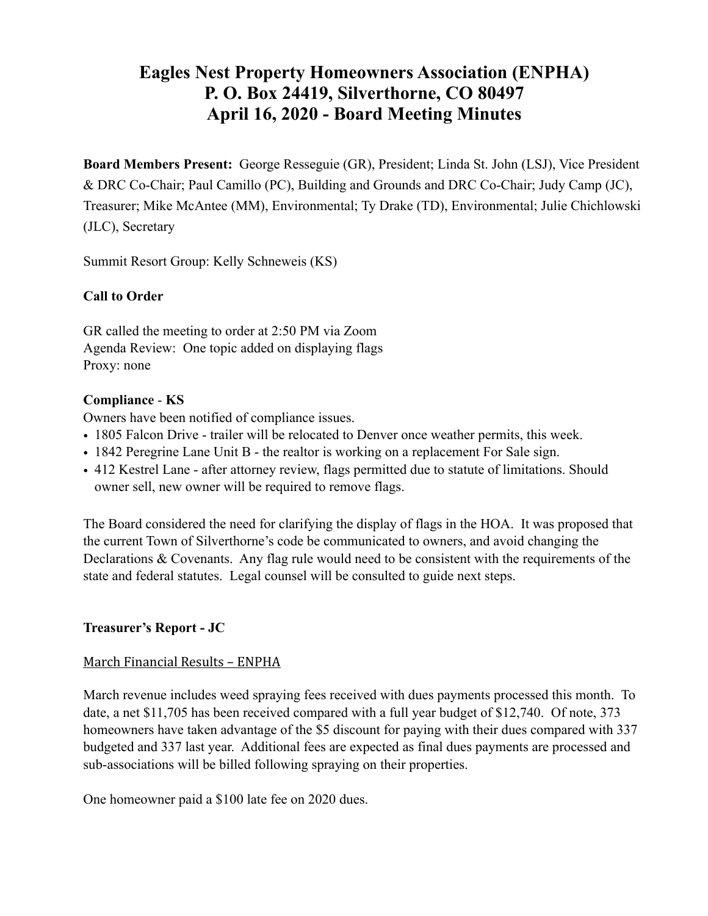# Eagles Nest Property Homeowners Association (ENPHA)
# P. O. Box 24419, Silverthorne, CO 80497
# April 16, 2020 - Board Meeting Minutes

**Board Members Present:** George Resseguie (GR), President; Linda St. John (LSJ), Vice President & DRC Co-Chair; Paul Camillo (PC), Building and Grounds and DRC Co-Chair; Judy Camp (JC), Treasurer; Mike McAntee (MM), Environmental; Ty Drake (TD), Environmental; Julie Chichlowski (JLC), Secretary

Summit Resort Group: Kelly Schneweis (KS)

**Call to Order**

GR called the meeting to order at 2:50 PM via Zoom
Agenda Review: One topic added on displaying flags
Proxy: none

**Compliance - KS**

Owners have been notified of compliance issues.

- 1805 Falcon Drive - trailer will be relocated to Denver once weather permits, this week.
- 1842 Peregrine Lane Unit B - the realtor is working on a replacement For Sale sign.
- 412 Kestrel Lane - after attorney review, flags permitted due to statute of limitations. Should owner sell, new owner will be required to remove flags.

The Board considered the need for clarifying the display of flags in the HOA. It was proposed that the current Town of Silverthorne's code be communicated to owners, and avoid changing the Declarations & Covenants. Any flag rule would need to be consistent with the requirements of the state and federal statutes. Legal counsel will be consulted to guide next steps.

**Treasurer's Report - JC**

March Financial Results – ENPHA

March revenue includes weed spraying fees received with dues payments processed this month. To date, a net $11,705 has been received compared with a full year budget of $12,740. Of note, 373 homeowners have taken advantage of the $5 discount for paying with their dues compared with 337 budgeted and 337 last year. Additional fees are expected as final dues payments are processed and sub-associations will be billed following spraying on their properties.

One homeowner paid a $100 late fee on 2020 dues.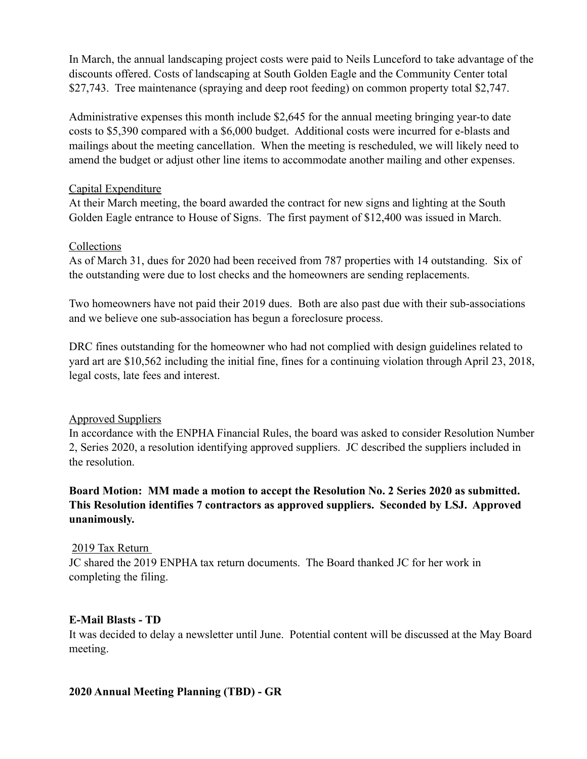In March, the annual landscaping project costs were paid to Neils Lunceford to take advantage of the discounts offered. Costs of landscaping at South Golden Eagle and the Community Center total $27,743. Tree maintenance (spraying and deep root feeding) on common property total $2,747.

Administrative expenses this month include $2,645 for the annual meeting bringing year-to date costs to $5,390 compared with a $6,000 budget. Additional costs were incurred for e-blasts and mailings about the meeting cancellation. When the meeting is rescheduled, we will likely need to amend the budget or adjust other line items to accommodate another mailing and other expenses.

Capital Expenditure

At their March meeting, the board awarded the contract for new signs and lighting at the South Golden Eagle entrance to House of Signs. The first payment of $12,400 was issued in March.

Collections

As of March 31, dues for 2020 had been received from 787 properties with 14 outstanding. Six of the outstanding were due to lost checks and the homeowners are sending replacements.

Two homeowners have not paid their 2019 dues. Both are also past due with their sub-associations and we believe one sub-association has begun a foreclosure process.

DRC fines outstanding for the homeowner who had not complied with design guidelines related to yard art are $10,562 including the initial fine, fines for a continuing violation through April 23, 2018, legal costs, late fees and interest.

Approved Suppliers

In accordance with the ENPHA Financial Rules, the board was asked to consider Resolution Number 2, Series 2020, a resolution identifying approved suppliers. JC described the suppliers included in the resolution.

**Board Motion: MM made a motion to accept the Resolution No. 2 Series 2020 as submitted. This Resolution identifies 7 contractors as approved suppliers. Seconded by LSJ. Approved unanimously.**

2019 Tax Return

JC shared the 2019 ENPHA tax return documents. The Board thanked JC for her work in completing the filing.

**E-Mail Blasts - TD**

It was decided to delay a newsletter until June. Potential content will be discussed at the May Board meeting.

**2020 Annual Meeting Planning (TBD) - GR**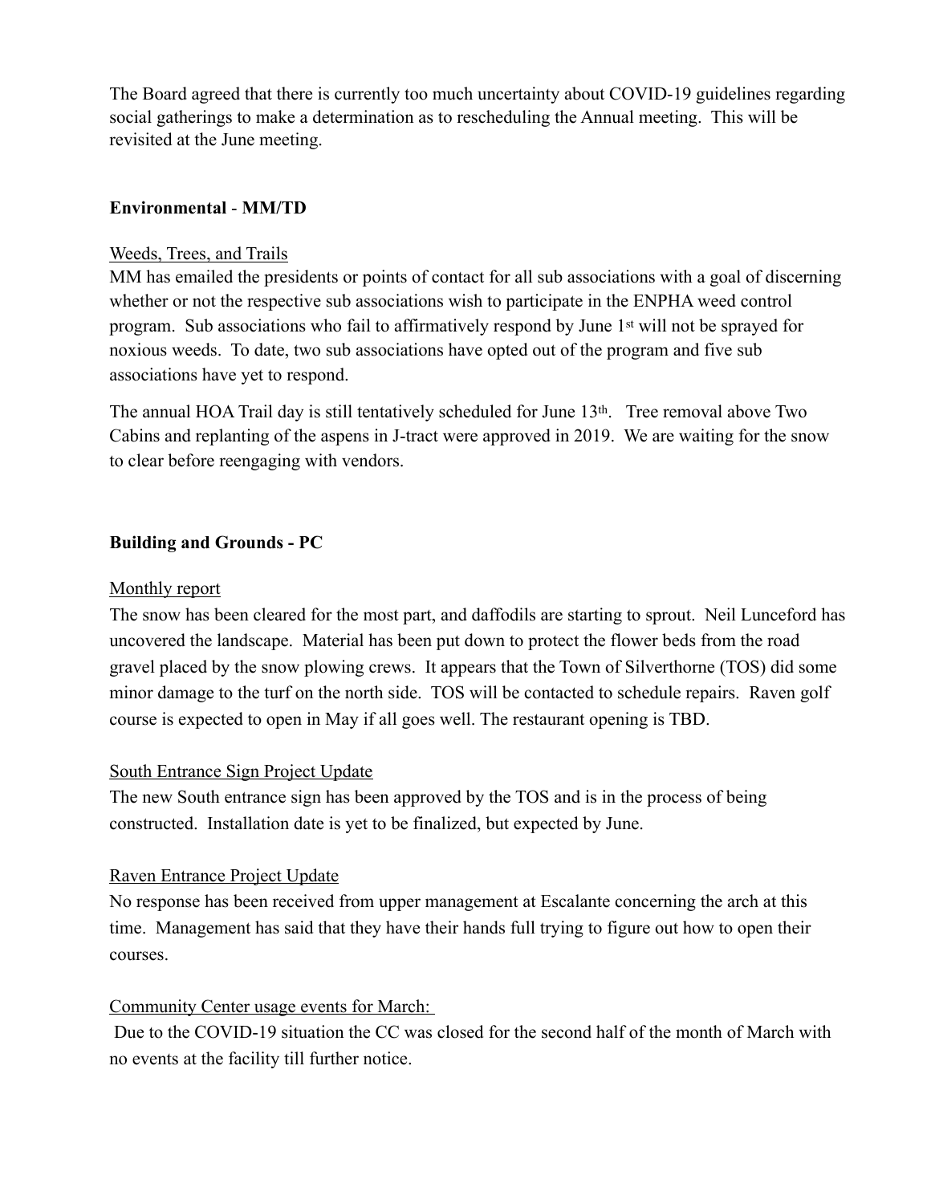The Board agreed that there is currently too much uncertainty about COVID-19 guidelines regarding social gatherings to make a determination as to rescheduling the Annual meeting. This will be revisited at the June meeting.

**Environmental - MM/TD**

Weeds, Trees, and Trails

MM has emailed the presidents or points of contact for all sub associations with a goal of discerning whether or not the respective sub associations wish to participate in the ENPHA weed control program. Sub associations who fail to affirmatively respond by June 1st will not be sprayed for noxious weeds. To date, two sub associations have opted out of the program and five sub associations have yet to respond.

The annual HOA Trail day is still tentatively scheduled for June 13th. Tree removal above Two Cabins and replanting of the aspens in J-tract were approved in 2019. We are waiting for the snow to clear before reengaging with vendors.

**Building and Grounds - PC**

Monthly report

The snow has been cleared for the most part, and daffodils are starting to sprout. Neil Lunceford has uncovered the landscape. Material has been put down to protect the flower beds from the road gravel placed by the snow plowing crews. It appears that the Town of Silverthorne (TOS) did some minor damage to the turf on the north side. TOS will be contacted to schedule repairs. Raven golf course is expected to open in May if all goes well. The restaurant opening is TBD.

South Entrance Sign Project Update

The new South entrance sign has been approved by the TOS and is in the process of being constructed. Installation date is yet to be finalized, but expected by June.

Raven Entrance Project Update

No response has been received from upper management at Escalante concerning the arch at this time. Management has said that they have their hands full trying to figure out how to open their courses.

Community Center usage events for March:

Due to the COVID-19 situation the CC was closed for the second half of the month of March with no events at the facility till further notice.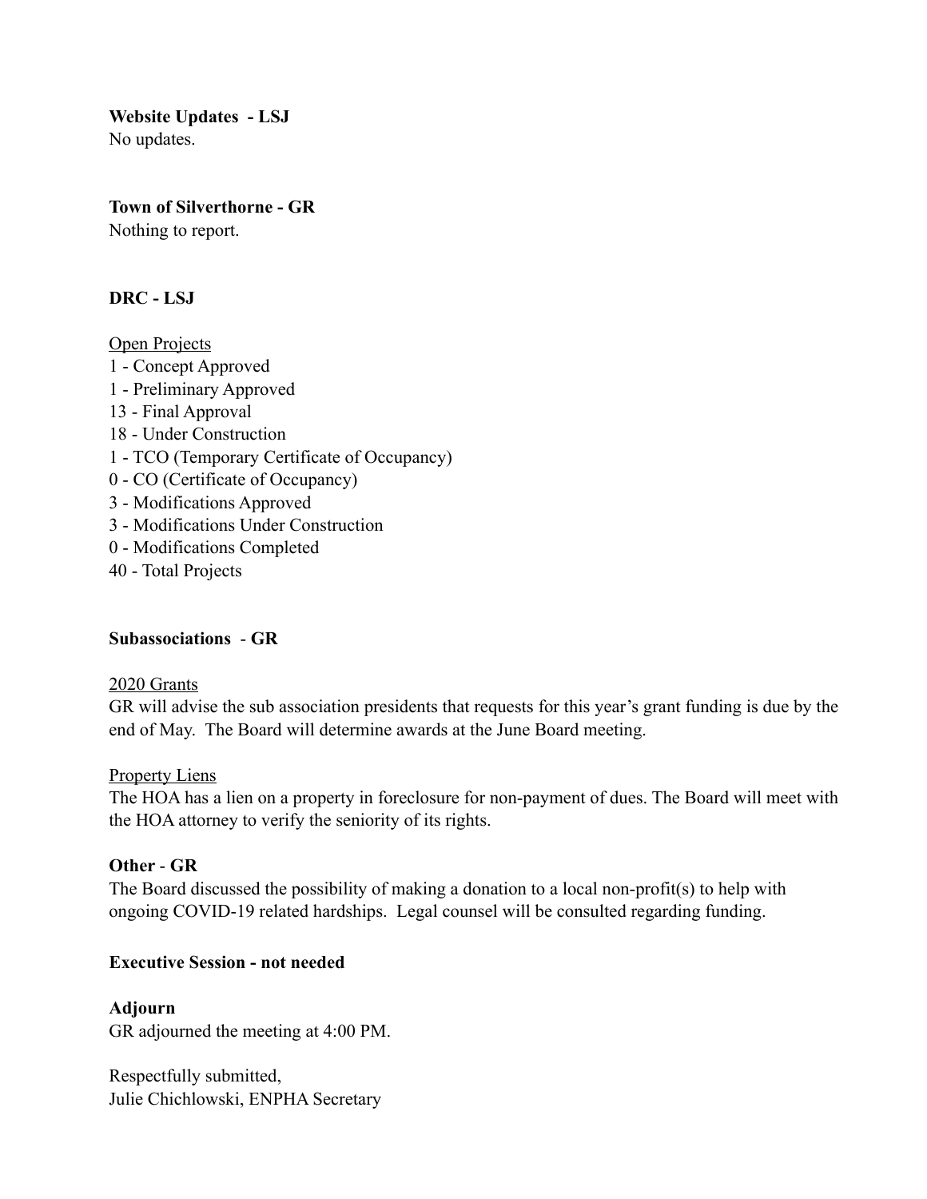**Website Updates - LSJ**
No updates.

**Town of Silverthorne - GR**
Nothing to report.

**DRC - LSJ**

Open Projects
1 - Concept Approved
1 - Preliminary Approved
13 - Final Approval
18 - Under Construction
1 - TCO (Temporary Certificate of Occupancy)
0 - CO (Certificate of Occupancy)
3 - Modifications Approved
3 - Modifications Under Construction
0 - Modifications Completed
40 - Total Projects

**Subassociations - GR**

2020 Grants
GR will advise the sub association presidents that requests for this year's grant funding is due by the end of May. The Board will determine awards at the June Board meeting.

Property Liens
The HOA has a lien on a property in foreclosure for non-payment of dues. The Board will meet with the HOA attorney to verify the seniority of its rights.

**Other - GR**
The Board discussed the possibility of making a donation to a local non-profit(s) to help with ongoing COVID-19 related hardships. Legal counsel will be consulted regarding funding.

**Executive Session - not needed**

**Adjourn**
GR adjourned the meeting at 4:00 PM.

Respectfully submitted,
Julie Chichlowski, ENPHA Secretary